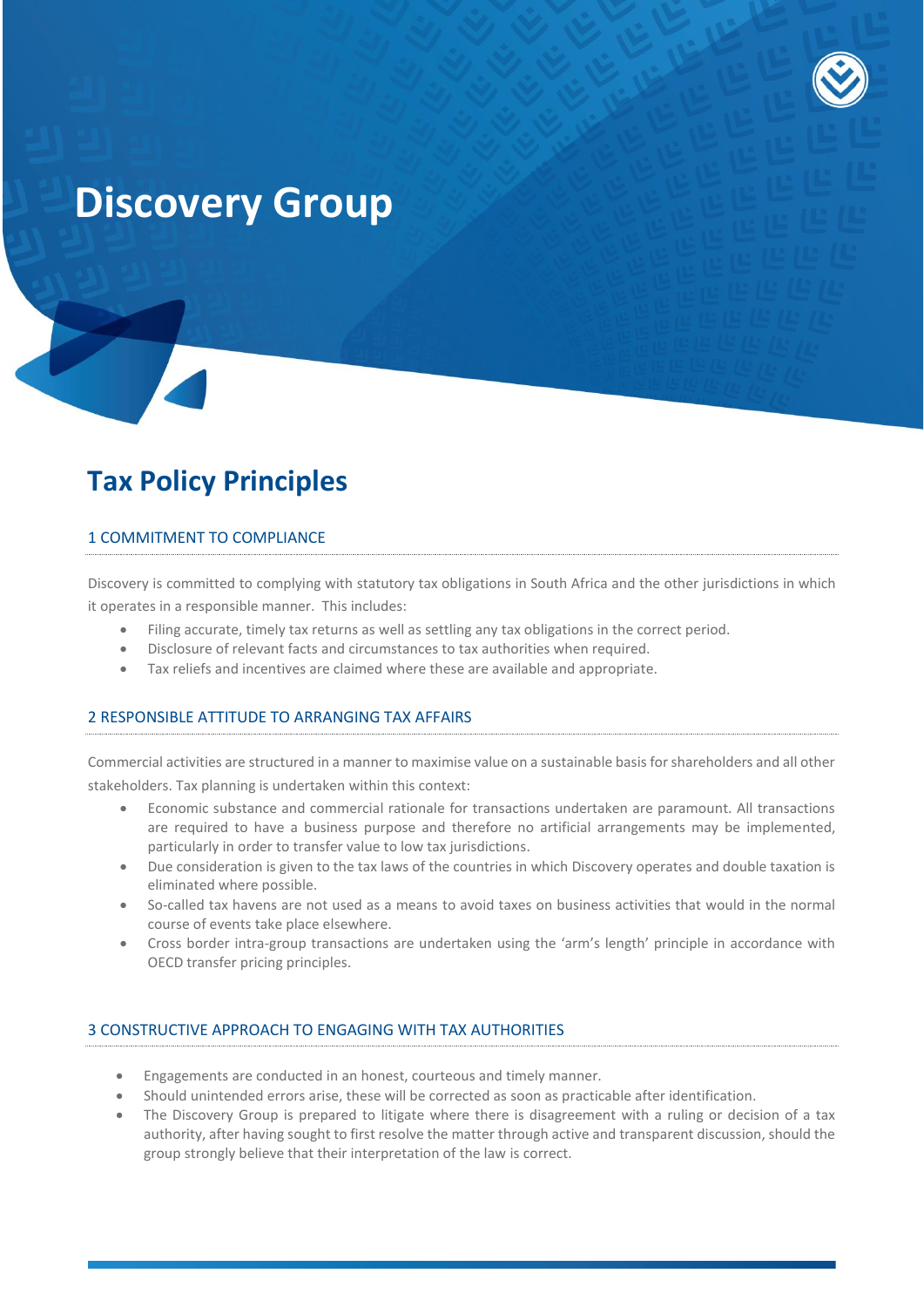# Discovery Group

## Tax Policy Principles

### 1 COMMITMENT TO COMPLIANCE

Discovery is committed to complying with statutory tax obligations in South Africa and the other jurisdictions in which it operates in a responsible manner. This includes:

- Filing accurate, timely tax returns as well as settling any tax obligations in the correct period.
- Disclosure of relevant facts and circumstances to tax authorities when required.
- Tax reliefs and incentives are claimed where these are available and appropriate.

### 2 RESPONSIBLE ATTITUDE TO ARRANGING TAX AFFAIRS

Commercial activities are structured in a manner to maximise value on a sustainable basis for shareholders and all other stakeholders. Tax planning is undertaken within this context:

- Economic substance and commercial rationale for transactions undertaken are paramount. All transactions are required to have a business purpose and therefore no artificial arrangements may be implemented, particularly in order to transfer value to low tax jurisdictions.
- Due consideration is given to the tax laws of the countries in which Discovery operates and double taxation is eliminated where possible.
- So-called tax havens are not used as a means to avoid taxes on business activities that would in the normal course of events take place elsewhere.
- Cross border intra-group transactions are undertaken using the 'arm's length' principle in accordance with OECD transfer pricing principles.

### 3 CONSTRUCTIVE APPROACH TO ENGAGING WITH TAX AUTHORITIES

- Engagements are conducted in an honest, courteous and timely manner.
- Should unintended errors arise, these will be corrected as soon as practicable after identification.
- The Discovery Group is prepared to litigate where there is disagreement with a ruling or decision of a tax authority, after having sought to first resolve the matter through active and transparent discussion, should the group strongly believe that their interpretation of the law is correct.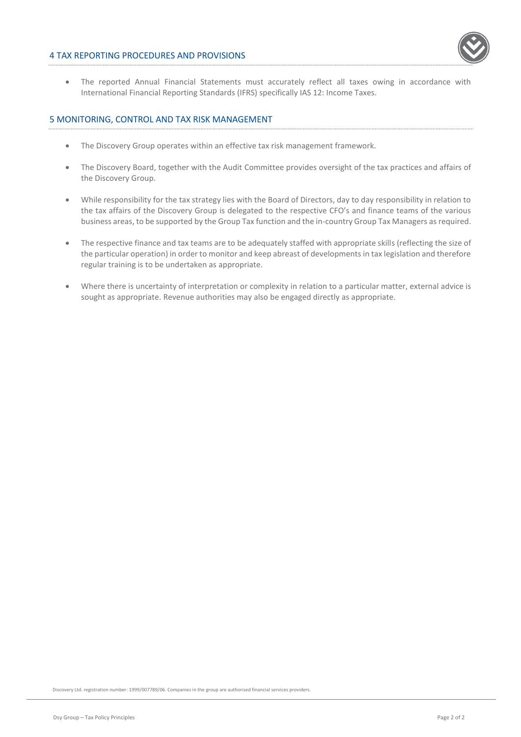## 4 TAX REPORTING PROCEDURES AND PROVISIONS

- The reported Annual Financial Statements must accurately reflect all taxes owing in accordance with International Financial Reporting Standards (IFRS) specifically IAS 12: Income Taxes.

## 5 MONITORING, CONTROL AND TAX RISK MANAGEMENT

- The Discovery Group operates within an effective tax risk management framework.
- The Discovery Board, together with the Audit Committee provides oversight of the tax practices and affairs of the Discovery Group.
- While responsibility for the tax strategy lies with the Board of Directors, day to day responsibility in relation to the tax affairs of the Discovery Group is delegated to the respective CFO's and finance teams of the various business areas, to be supported by the Group Tax function and the in-country Group Tax Managers as required.
- The respective finance and tax teams are to be adequately staffed with appropriate skills (reflecting the size of the particular operation) in order to monitor and keep abreast of developments in tax legislation and therefore regular training is to be undertaken as appropriate.
- Where there is uncertainty of interpretation or complexity in relation to a particular matter, external advice is sought as appropriate. Revenue authorities may also be engaged directly as appropriate.

Discovery Ltd. registration number: 1999/007789/06. Companies in the group are authorised financial services providers.